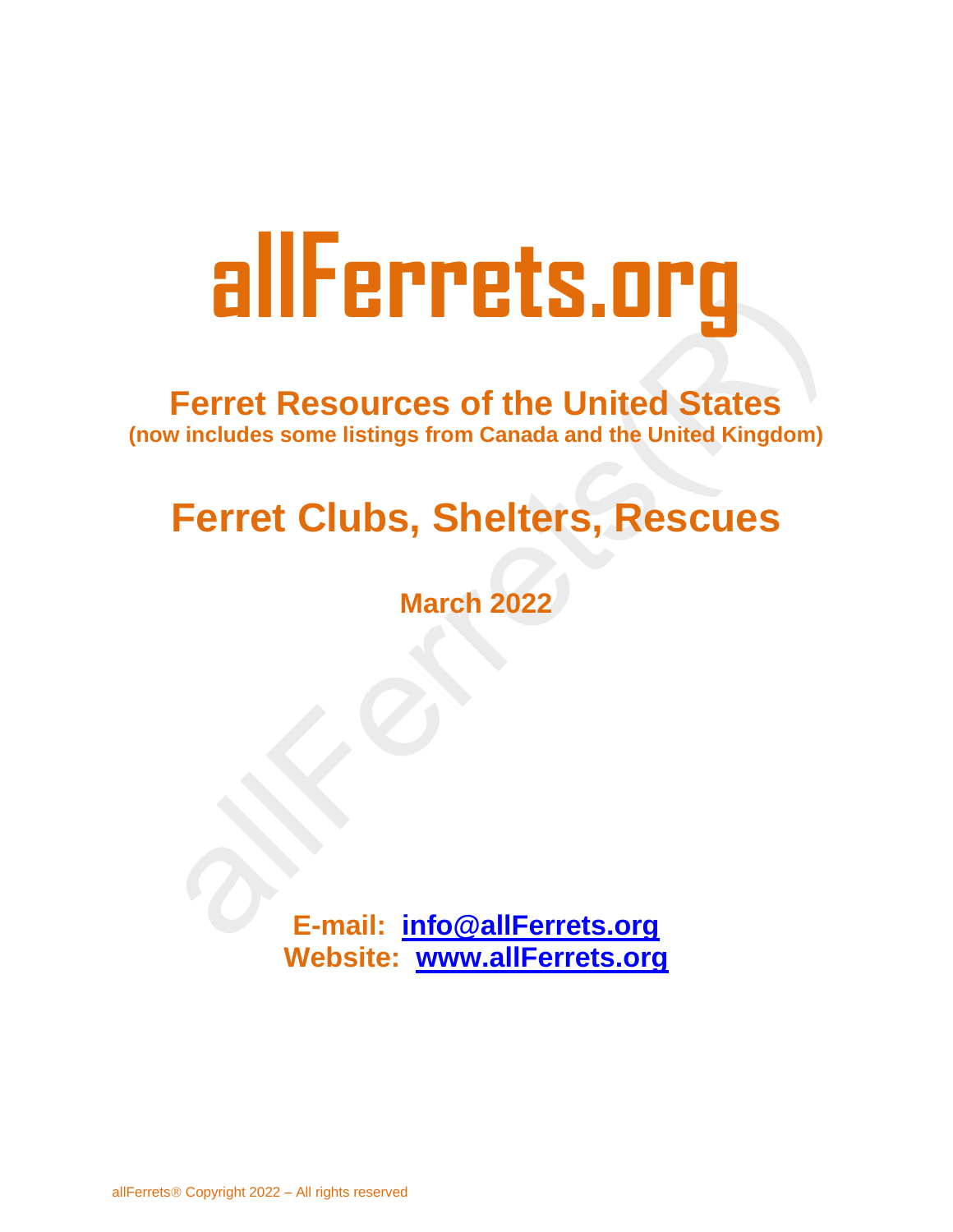# allFerrets.org

## Ferret Resources of the United States

**(now includes some listings from Canada and the United Kingdom)**

# Ferret Clubs, Shelters, Rescues

**March 2022**

**E-mail: [info@allFerrets.org](mailto:info@allFerrets.org)**
**Website: [www.allFerrets.org](http://www.allFerrets.org)**

allFerrets® Copyright 2022 – All rights reserved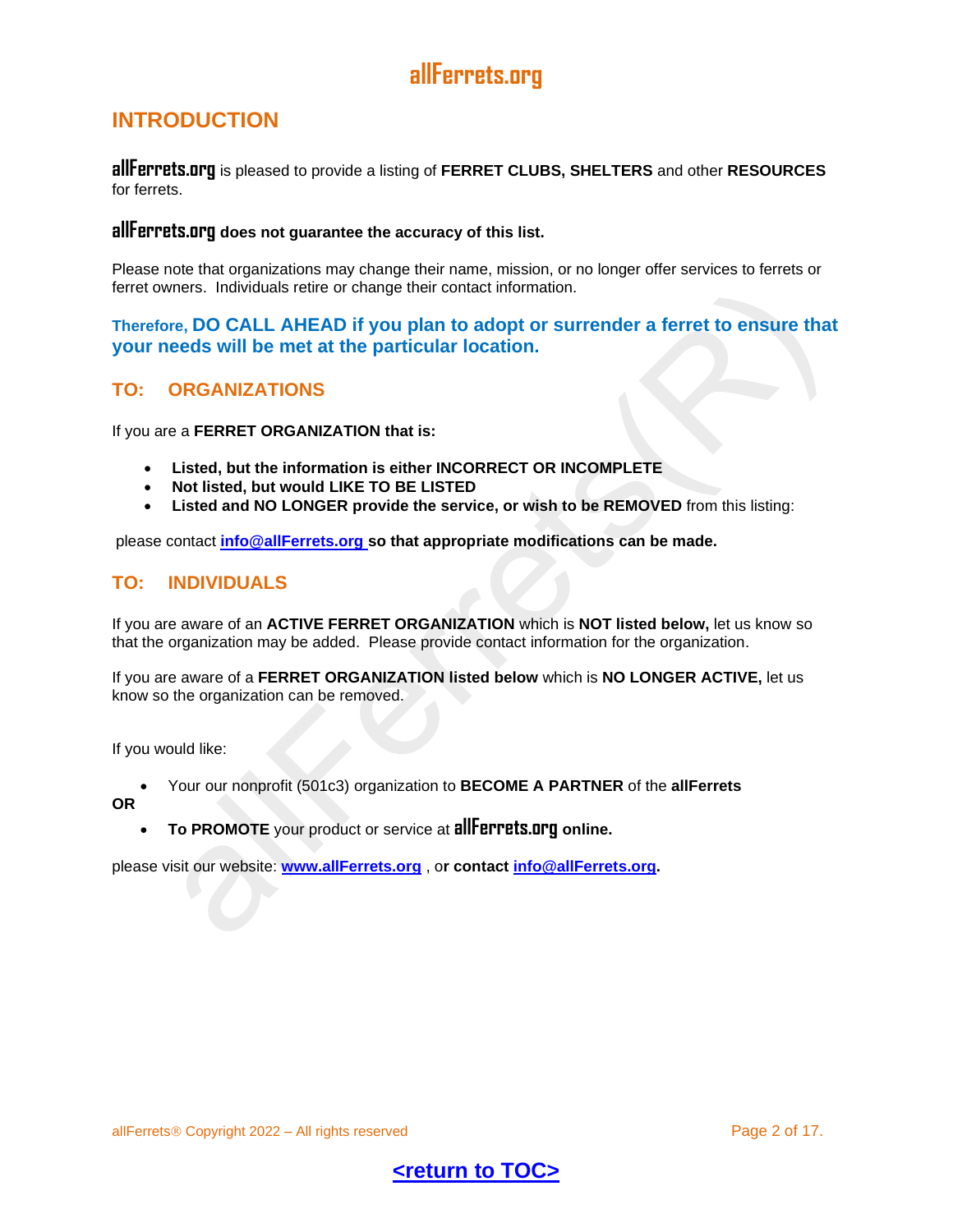# INTRODUCTION

**allFerrets.org** is pleased to provide a listing of **FERRET CLUBS, SHELTERS** and other **RESOURCES** for ferrets.

**allFerrets.org does not guarantee the accuracy of this list.**

Please note that organizations may change their name, mission, or no longer offer services to ferrets or ferret owners. Individuals retire or change their contact information.

**Therefore, DO CALL AHEAD if you plan to adopt or surrender a ferret to ensure that your needs will be met at the particular location.**

## TO: ORGANIZATIONS

If you are a **FERRET ORGANIZATION that is:**

- **Listed, but the information is either INCORRECT OR INCOMPLETE**
- **Not listed, but would LIKE TO BE LISTED**
- **Listed and NO LONGER provide the service, or wish to be REMOVED** from this listing:

please contact **info@allFerrets.org so that appropriate modifications can be made.**

## TO: INDIVIDUALS

If you are aware of an **ACTIVE FERRET ORGANIZATION** which is **NOT listed below,** let us know so that the organization may be added. Please provide contact information for the organization.

If you are aware of a **FERRET ORGANIZATION listed below** which is **NO LONGER ACTIVE,** let us know so the organization can be removed.

If you would like:

- Your our nonprofit (501c3) organization to **BECOME A PARTNER** of the **allFerrets**

**OR**

- **To PROMOTE** your product or service at **allFerrets.org online.**

please visit our website: **www.allFerrets.org** , o**r contact** **info@allFerrets.org.**

**<return to TOC>**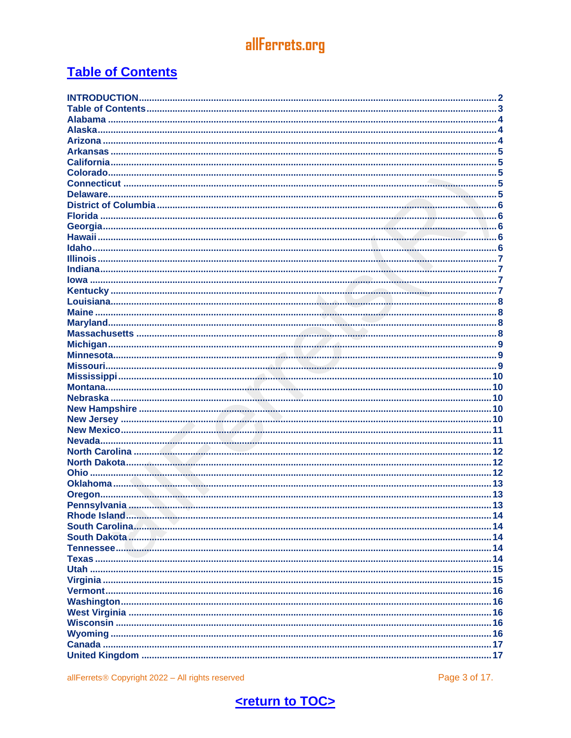# Table of Contents

INTRODUCTION .......... 2
Table of Contents .......... 3
Alabama .......... 4
Alaska .......... 4
Arizona .......... 4
Arkansas .......... 5
California .......... 5
Colorado .......... 5
Connecticut .......... 5
Delaware .......... 5
District of Columbia .......... 6
Florida .......... 6
Georgia .......... 6
Hawaii .......... 6
Idaho .......... 6
Illinois .......... 7
Indiana .......... 7
Iowa .......... 7
Kentucky .......... 7
Louisiana .......... 8
Maine .......... 8
Maryland .......... 8
Massachusetts .......... 8
Michigan .......... 9
Minnesota .......... 9
Missouri .......... 9
Mississippi .......... 10
Montana .......... 10
Nebraska .......... 10
New Hampshire .......... 10
New Jersey .......... 10
New Mexico .......... 11
Nevada .......... 11
North Carolina .......... 12
North Dakota .......... 12
Ohio .......... 12
Oklahoma .......... 13
Oregon .......... 13
Pennsylvania .......... 13
Rhode Island .......... 14
South Carolina .......... 14
South Dakota .......... 14
Tennessee .......... 14
Texas .......... 14
Utah .......... 15
Virginia .......... 15
Vermont .......... 16
Washington .......... 16
West Virginia .......... 16
Wisconsin .......... 16
Wyoming .......... 16
Canada .......... 17
United Kingdom .......... 17

<return to TOC>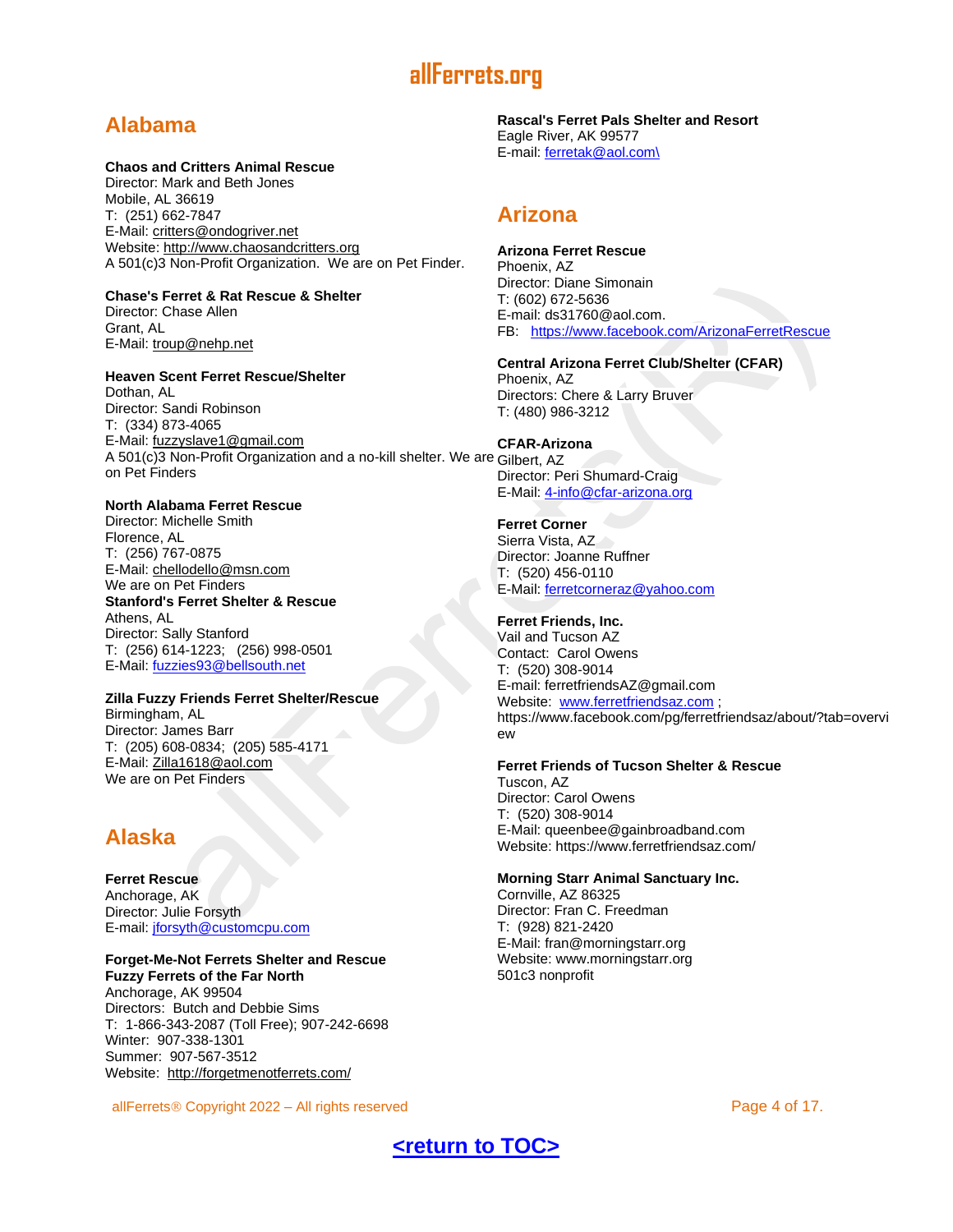## Alabama

**Chaos and Critters Animal Rescue**
Director: Mark and Beth Jones
Mobile, AL 36619
T: (251) 662-7847
E-Mail: critters@ondogriver.net
Website: http://www.chaosandcritters.org
A 501(c)3 Non-Profit Organization. We are on Pet Finder.

**Chase's Ferret & Rat Rescue & Shelter**
Director: Chase Allen
Grant, AL
E-Mail: troup@nehp.net

**Heaven Scent Ferret Rescue/Shelter**
Dothan, AL
Director: Sandi Robinson
T: (334) 873-4065
E-Mail: fuzzyslave1@gmail.com
A 501(c)3 Non-Profit Organization and a no-kill shelter. We are on Pet Finders

**North Alabama Ferret Rescue**
Director: Michelle Smith
Florence, AL
T: (256) 767-0875
E-Mail: chellodello@msn.com
We are on Pet Finders

**Stanford's Ferret Shelter & Rescue**
Athens, AL
Director: Sally Stanford
T: (256) 614-1223; (256) 998-0501
E-Mail: fuzzies93@bellsouth.net

**Zilla Fuzzy Friends Ferret Shelter/Rescue**
Birmingham, AL
Director: James Barr
T: (205) 608-0834; (205) 585-4171
E-Mail: Zilla1618@aol.com
We are on Pet Finders

## Alaska

**Ferret Rescue**
Anchorage, AK
Director: Julie Forsyth
E-mail: jforsyth@customcpu.com

**Forget-Me-Not Ferrets Shelter and Rescue**
**Fuzzy Ferrets of the Far North**
Anchorage, AK 99504
Directors: Butch and Debbie Sims
T: 1-866-343-2087 (Toll Free); 907-242-6698
Winter: 907-338-1301
Summer: 907-567-3512
Website: http://forgetmenotferrets.com/

**Rascal's Ferret Pals Shelter and Resort**
Eagle River, AK 99577
E-mail: ferretak@aol.com\

## Arizona

**Arizona Ferret Rescue**
Phoenix, AZ
Director: Diane Simonain
T: (602) 672-5636
E-mail: ds31760@aol.com.
FB: https://www.facebook.com/ArizonaFerretRescue

**Central Arizona Ferret Club/Shelter (CFAR)**
Phoenix, AZ
Directors: Chere & Larry Bruver
T: (480) 986-3212

**CFAR-Arizona**
Gilbert, AZ
Director: Peri Shumard-Craig
E-Mail: 4-info@cfar-arizona.org

**Ferret Corner**
Sierra Vista, AZ
Director: Joanne Ruffner
T: (520) 456-0110
E-Mail: ferretcorneraz@yahoo.com

**Ferret Friends, Inc.**
Vail and Tucson AZ
Contact: Carol Owens
T: (520) 308-9014
E-mail: ferretfriendsAZ@gmail.com
Website: www.ferretfriendsaz.com ; https://www.facebook.com/pg/ferretfriendsaz/about/?tab=overview

**Ferret Friends of Tucson Shelter & Rescue**
Tuscon, AZ
Director: Carol Owens
T: (520) 308-9014
E-Mail: queenbee@gainbroadband.com
Website: https://www.ferretfriendsaz.com/

**Morning Starr Animal Sanctuary Inc.**
Cornville, AZ 86325
Director: Fran C. Freedman
T: (928) 821-2420
E-Mail: fran@morningstarr.org
Website: www.morningstarr.org
501c3 nonprofit

<return to TOC>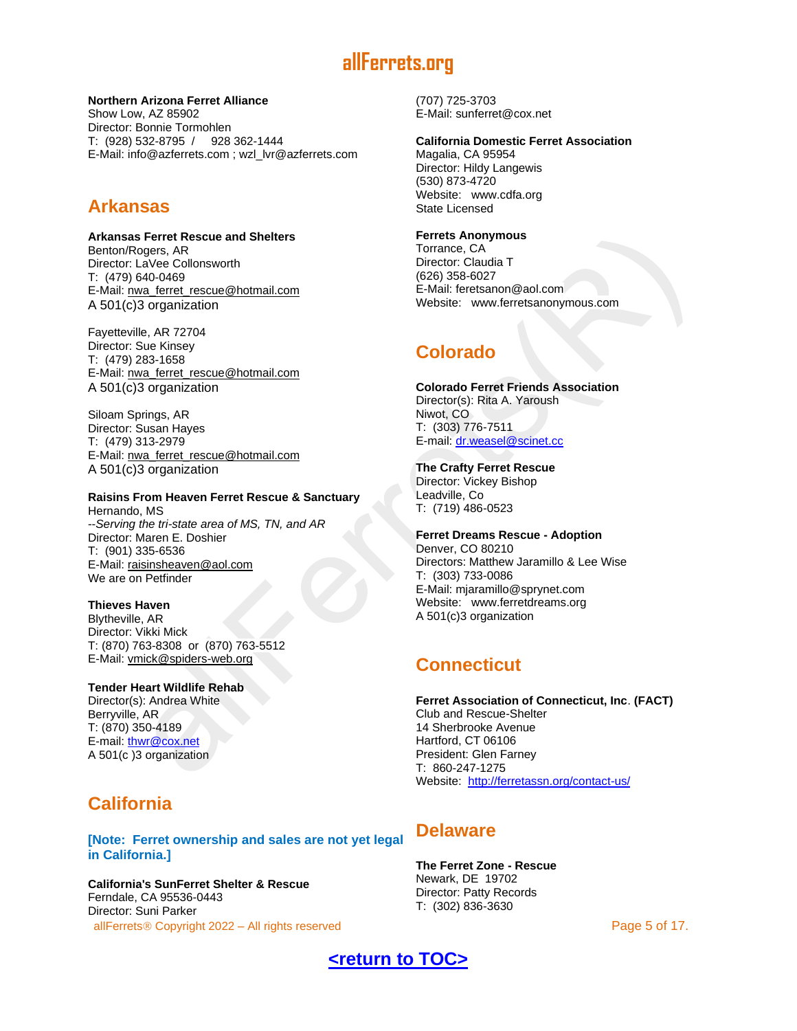**Northern Arizona Ferret Alliance**
Show Low, AZ 85902
Director: Bonnie Tormohlen
T: (928) 532-8795 / 928 362-1444
E-Mail: info@azferrets.com ; wzl_lvr@azferrets.com

## Arkansas

**Arkansas Ferret Rescue and Shelters**
Benton/Rogers, AR
Director: LaVee Collonsworth
T: (479) 640-0469
E-Mail: nwa_ferret_rescue@hotmail.com
A 501(c)3 organization

Fayetteville, AR 72704
Director: Sue Kinsey
T: (479) 283-1658
E-Mail: nwa_ferret_rescue@hotmail.com
A 501(c)3 organization

Siloam Springs, AR
Director: Susan Hayes
T: (479) 313-2979
E-Mail: nwa_ferret_rescue@hotmail.com
A 501(c)3 organization

**Raisins From Heaven Ferret Rescue & Sanctuary**
Hernando, MS
--*Serving the tri-state area of MS, TN, and AR*
Director: Maren E. Doshier
T: (901) 335-6536
E-Mail: raisinsheaven@aol.com
We are on Petfinder

**Thieves Haven**
Blytheville, AR
Director: Vikki Mick
T: (870) 763-8308 or (870) 763-5512
E-Mail: vmick@spiders-web.org

**Tender Heart Wildlife Rehab**
Director(s): Andrea White
Berryville, AR
T: (870) 350-4189
E-mail: thwr@cox.net
A 501(c )3 organization

## California

**[Note: Ferret ownership and sales are not yet legal in California.]**

**California's SunFerret Shelter & Rescue**
Ferndale, CA 95536-0443
Director: Suni Parker
(707) 725-3703
E-Mail: sunferret@cox.net

**California Domestic Ferret Association**
Magalia, CA 95954
Director: Hildy Langewis
(530) 873-4720
Website: www.cdfa.org
State Licensed

**Ferrets Anonymous**
Torrance, CA
Director: Claudia T
(626) 358-6027
E-Mail: feretsanon@aol.com
Website: www.ferretsanonymous.com

## Colorado

**Colorado Ferret Friends Association**
Director(s): Rita A. Yaroush
Niwot, CO
T: (303) 776-7511
E-mail: dr.weasel@scinet.cc

**The Crafty Ferret Rescue**
Director: Vickey Bishop
Leadville, Co
T: (719) 486-0523

**Ferret Dreams Rescue - Adoption**
Denver, CO 80210
Directors: Matthew Jaramillo & Lee Wise
T: (303) 733-0086
E-Mail: mjaramillo@sprynet.com
Website: www.ferretdreams.org
A 501(c)3 organization

## Connecticut

**Ferret Association of Connecticut, Inc. (FACT)**
Club and Rescue-Shelter
14 Sherbrooke Avenue
Hartford, CT 06106
President: Glen Farney
T: 860-247-1275
Website: http://ferretassn.org/contact-us/

## Delaware

**The Ferret Zone - Rescue**
Newark, DE 19702
Director: Patty Records
T: (302) 836-3630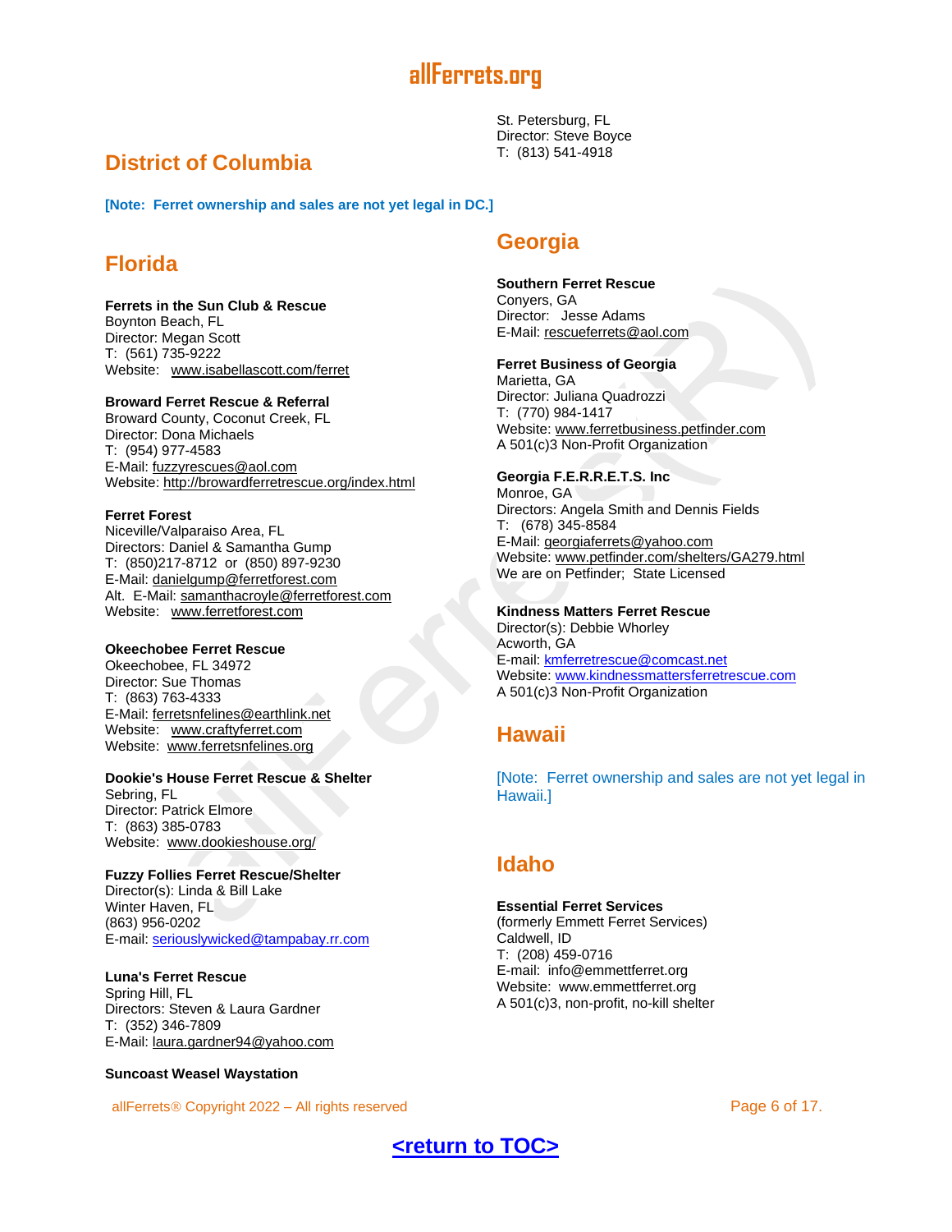St. Petersburg, FL
Director: Steve Boyce
T: (813) 541-4918

## District of Columbia

**[Note: Ferret ownership and sales are not yet legal in DC.]**

## Florida

**Ferrets in the Sun Club & Rescue**
Boynton Beach, FL
Director: Megan Scott
T: (561) 735-9222
Website: www.isabellascott.com/ferret

**Broward Ferret Rescue & Referral**
Broward County, Coconut Creek, FL
Director: Dona Michaels
T: (954) 977-4583
E-Mail: fuzzyrescues@aol.com
Website: http://browardferretrescue.org/index.html

**Ferret Forest**
Niceville/Valparaiso Area, FL
Directors: Daniel & Samantha Gump
T: (850)217-8712 or (850) 897-9230
E-Mail: danielgump@ferretforest.com
Alt. E-Mail: samanthacroyle@ferretforest.com
Website: www.ferretforest.com

**Okeechobee Ferret Rescue**
Okeechobee, FL 34972
Director: Sue Thomas
T: (863) 763-4333
E-Mail: ferretsnfelines@earthlink.net
Website: www.craftyferret.com
Website: www.ferretsnfelines.org

**Dookie's House Ferret Rescue & Shelter**
Sebring, FL
Director: Patrick Elmore
T: (863) 385-0783
Website: www.dookieshouse.org/

**Fuzzy Follies Ferret Rescue/Shelter**
Director(s): Linda & Bill Lake
Winter Haven, FL
(863) 956-0202
E-mail: seriouslywicked@tampabay.rr.com

**Luna's Ferret Rescue**
Spring Hill, FL
Directors: Steven & Laura Gardner
T: (352) 346-7809
E-Mail: laura.gardner94@yahoo.com

**Suncoast Weasel Waystation**

## Georgia

**Southern Ferret Rescue**
Conyers, GA
Director: Jesse Adams
E-Mail: rescueferrets@aol.com

**Ferret Business of Georgia**
Marietta, GA
Director: Juliana Quadrozzi
T: (770) 984-1417
Website: www.ferretbusiness.petfinder.com
A 501(c)3 Non-Profit Organization

**Georgia F.E.R.R.E.T.S. Inc**
Monroe, GA
Directors: Angela Smith and Dennis Fields
T: (678) 345-8584
E-Mail: georgiaferrets@yahoo.com
Website: www.petfinder.com/shelters/GA279.html
We are on Petfinder; State Licensed

**Kindness Matters Ferret Rescue**
Director(s): Debbie Whorley
Acworth, GA
E-mail: kmferretrescue@comcast.net
Website: www.kindnessmattersferretrescue.com
A 501(c)3 Non-Profit Organization

## Hawaii

[Note: Ferret ownership and sales are not yet legal in Hawaii.]

## Idaho

**Essential Ferret Services**
(formerly Emmett Ferret Services)
Caldwell, ID
T: (208) 459-0716
E-mail: info@emmettferret.org
Website: www.emmettferret.org
A 501(c)3, non-profit, no-kill shelter

<return to TOC>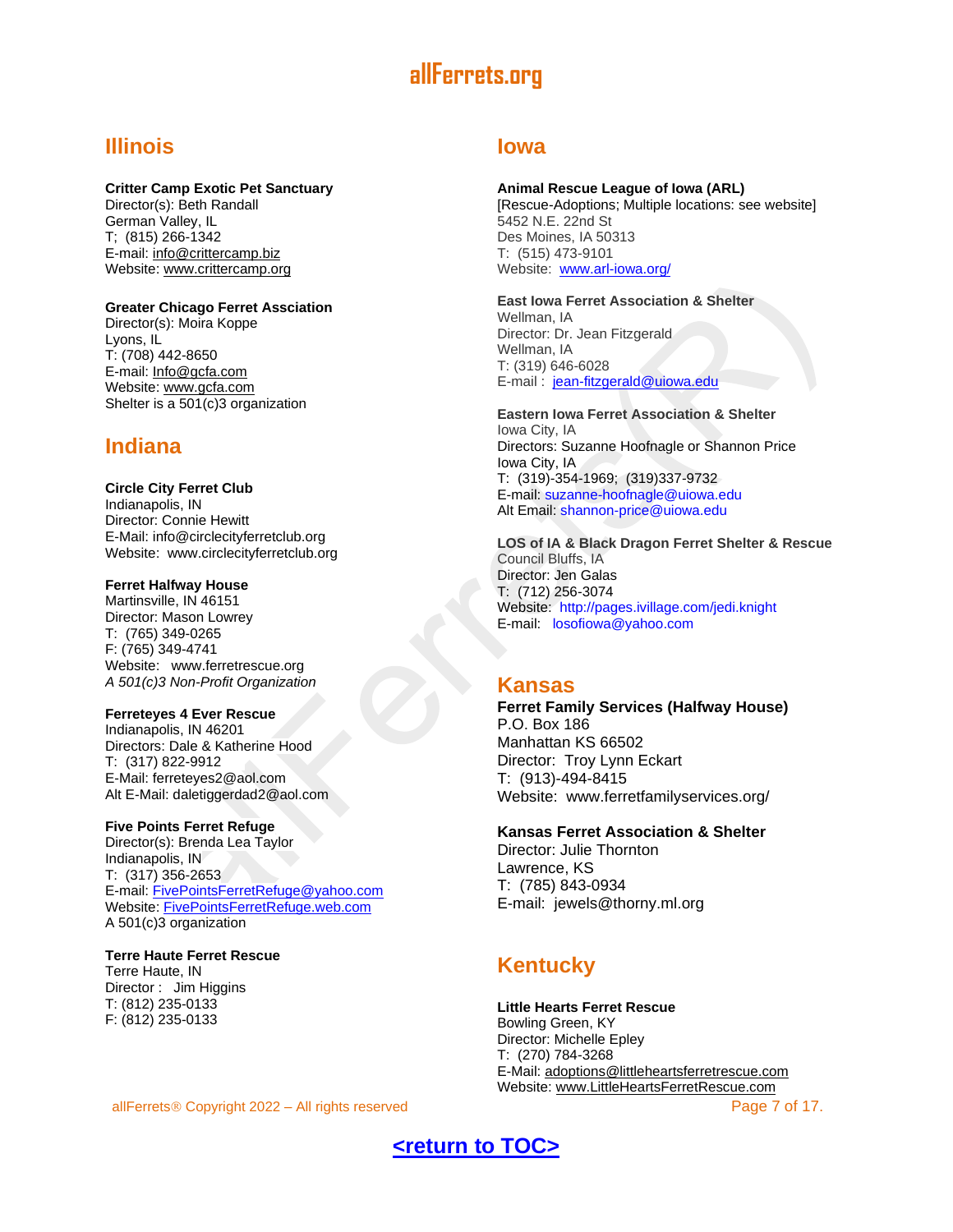## Illinois

**Critter Camp Exotic Pet Sanctuary**
Director(s): Beth Randall
German Valley, IL
T; (815) 266-1342
E-mail: info@crittercamp.biz
Website: www.crittercamp.org

**Greater Chicago Ferret Assciation**
Director(s): Moira Koppe
Lyons, IL
T: (708) 442-8650
E-mail: Info@gcfa.com
Website: www.gcfa.com
Shelter is a 501(c)3 organization

## Indiana

**Circle City Ferret Club**
Indianapolis, IN
Director: Connie Hewitt
E-Mail: info@circlecityferretclub.org
Website: www.circlecityferretclub.org

**Ferret Halfway House**
Martinsville, IN 46151
Director: Mason Lowrey
T: (765) 349-0265
F: (765) 349-4741
Website: www.ferretrescue.org
*A 501(c)3 Non-Profit Organization*

**Ferreteyes 4 Ever Rescue**
Indianapolis, IN 46201
Directors: Dale & Katherine Hood
T: (317) 822-9912
E-Mail: ferreteyes2@aol.com
Alt E-Mail: daletiggerdad2@aol.com

**Five Points Ferret Refuge**
Director(s): Brenda Lea Taylor
Indianapolis, IN
T: (317) 356-2653
E-mail: FivePointsFerretRefuge@yahoo.com
Website: FivePointsFerretRefuge.web.com
A 501(c)3 organization

**Terre Haute Ferret Rescue**
Terre Haute, IN
Director : Jim Higgins
T: (812) 235-0133
F: (812) 235-0133

## Iowa

**Animal Rescue League of Iowa (ARL)**
[Rescue-Adoptions; Multiple locations: see website]
5452 N.E. 22nd St
Des Moines, IA 50313
T: (515) 473-9101
Website: www.arl-iowa.org/

**East Iowa Ferret Association & Shelter**
Wellman, IA
Director: Dr. Jean Fitzgerald
Wellman, IA
T: (319) 646-6028
E-mail : jean-fitzgerald@uiowa.edu

**Eastern Iowa Ferret Association & Shelter**
Iowa City, IA
Directors: Suzanne Hoofnagle or Shannon Price
Iowa City, IA
T: (319)-354-1969; (319)337-9732
E-mail: suzanne-hoofnagle@uiowa.edu
Alt Email: shannon-price@uiowa.edu

**LOS of IA & Black Dragon Ferret Shelter & Rescue**
Council Bluffs, IA
Director: Jen Galas
T: (712) 256-3074
Website: http://pages.ivillage.com/jedi.knight
E-mail: losofiowa@yahoo.com

## Kansas

**Ferret Family Services (Halfway House)**
P.O. Box 186
Manhattan KS 66502
Director: Troy Lynn Eckart
T: (913)-494-8415
Website: www.ferretfamilyservices.org/

**Kansas Ferret Association & Shelter**
Director: Julie Thornton
Lawrence, KS
T: (785) 843-0934
E-mail: jewels@thorny.ml.org

## Kentucky

**Little Hearts Ferret Rescue**
Bowling Green, KY
Director: Michelle Epley
T: (270) 784-3268
E-Mail: adoptions@littleheartsferretrescue.com
Website: www.LittleHeartsFerretRescue.com

**<return to TOC>**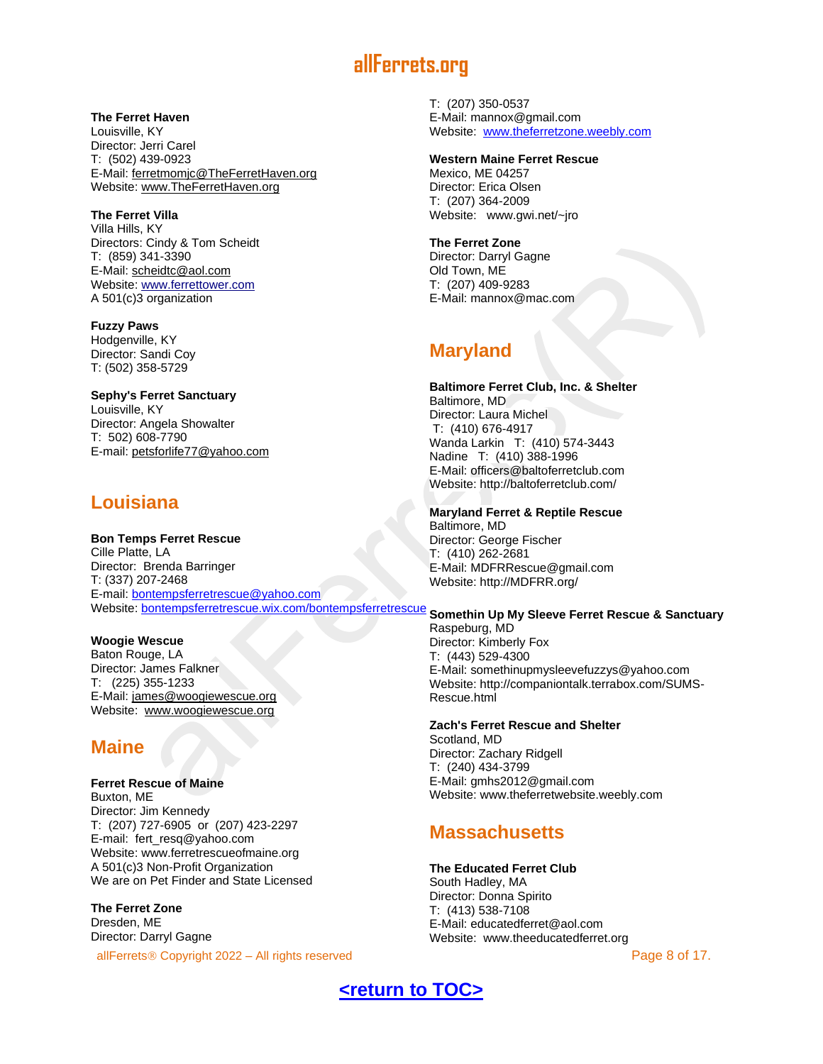**The Ferret Haven**
Louisville, KY
Director: Jerri Carel
T: (502) 439-0923
E-Mail: ferretmomjc@TheFerretHaven.org
Website: www.TheFerretHaven.org

**The Ferret Villa**
Villa Hills, KY
Directors: Cindy & Tom Scheidt
T: (859) 341-3390
E-Mail: scheidtc@aol.com
Website: www.ferrettower.com
A 501(c)3 organization

**Fuzzy Paws**
Hodgenville, KY
Director: Sandi Coy
T: (502) 358-5729

**Sephy's Ferret Sanctuary**
Louisville, KY
Director: Angela Showalter
T: 502) 608-7790
E-mail: petsforlife77@yahoo.com

## Louisiana

**Bon Temps Ferret Rescue**
Cille Platte, LA
Director: Brenda Barringer
T: (337) 207-2468
E-mail: bontempsferretrescue@yahoo.com
Website: bontempsferretrescue.wix.com/bontempsferretrescue

**Woogie Wescue**
Baton Rouge, LA
Director: James Falkner
T: (225) 355-1233
E-Mail: james@woogiewescue.org
Website: www.woogiewescue.org

## Maine

**Ferret Rescue of Maine**
Buxton, ME
Director: Jim Kennedy
T: (207) 727-6905 or (207) 423-2297
E-mail: fert_resq@yahoo.com
Website: www.ferretrescueofmaine.org
A 501(c)3 Non-Profit Organization
We are on Pet Finder and State Licensed

**The Ferret Zone**
Dresden, ME
Director: Darryl Gagne
T: (207) 350-0537
E-Mail: mannox@gmail.com
Website: www.theferretzone.weebly.com

**Western Maine Ferret Rescue**
Mexico, ME 04257
Director: Erica Olsen
T: (207) 364-2009
Website: www.gwi.net/~jro

**The Ferret Zone**
Director: Darryl Gagne
Old Town, ME
T: (207) 409-9283
E-Mail: mannox@mac.com

## Maryland

**Baltimore Ferret Club, Inc. & Shelter**
Baltimore, MD
Director: Laura Michel
T: (410) 676-4917
Wanda Larkin T: (410) 574-3443
Nadine T: (410) 388-1996
E-Mail: officers@baltoferretclub.com
Website: http://baltoferretclub.com/

**Maryland Ferret & Reptile Rescue**
Baltimore, MD
Director: George Fischer
T: (410) 262-2681
E-Mail: MDFRRescue@gmail.com
Website: http://MDFRR.org/

**Somethin Up My Sleeve Ferret Rescue & Sanctuary**
Raspeburg, MD
Director: Kimberly Fox
T: (443) 529-4300
E-Mail: somethinupmysleevefuzzys@yahoo.com
Website: http://companiontalk.terrabox.com/SUMS-Rescue.html

**Zach's Ferret Rescue and Shelter**
Scotland, MD
Director: Zachary Ridgell
T: (240) 434-3799
E-Mail: gmhs2012@gmail.com
Website: www.theferretwebsite.weebly.com

## Massachusetts

**The Educated Ferret Club**
South Hadley, MA
Director: Donna Spirito
T: (413) 538-7108
E-Mail: educatedferret@aol.com
Website: www.theeducatedferret.org

<return to TOC>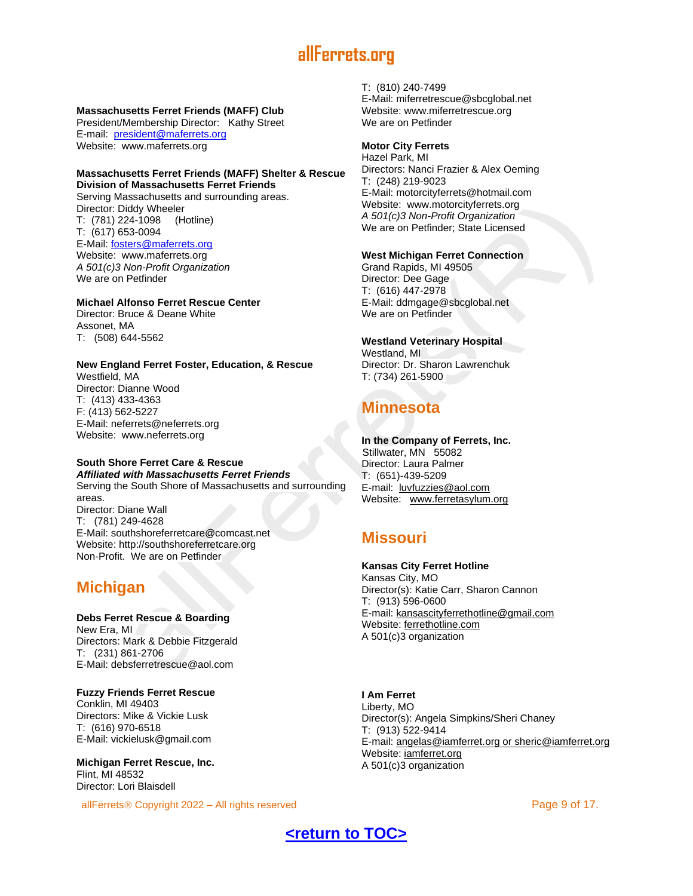**Massachusetts Ferret Friends (MAFF) Club**
President/Membership Director: Kathy Street
E-mail: president@maferrets.org
Website: www.maferrets.org

**Massachusetts Ferret Friends (MAFF) Shelter & Rescue Division of Massachusetts Ferret Friends**
Serving Massachusetts and surrounding areas.
Director: Diddy Wheeler
T: (781) 224-1098 (Hotline)
T: (617) 653-0094
E-Mail: fosters@maferrets.org
Website: www.maferrets.org
*A 501(c)3 Non-Profit Organization*
We are on Petfinder

**Michael Alfonso Ferret Rescue Center**
Director: Bruce & Deane White
Assonet, MA
T: (508) 644-5562

**New England Ferret Foster, Education, & Rescue**
Westfield, MA
Director: Dianne Wood
T: (413) 433-4363
F: (413) 562-5227
E-Mail: neferrets@neferrets.org
Website: www.neferrets.org

**South Shore Ferret Care & Rescue**
***Affiliated with Massachusetts Ferret Friends***
Serving the South Shore of Massachusetts and surrounding areas.
Director: Diane Wall
T: (781) 249-4628
E-Mail: southshoreferretcare@comcast.net
Website: http://southshoreferretcare.org
Non-Profit. We are on Petfinder

## Michigan

**Debs Ferret Rescue & Boarding**
New Era, MI
Directors: Mark & Debbie Fitzgerald
T: (231) 861-2706
E-Mail: debsferretrescue@aol.com

**Fuzzy Friends Ferret Rescue**
Conklin, MI 49403
Directors: Mike & Vickie Lusk
T: (616) 970-6518
E-Mail: vickielusk@gmail.com

**Michigan Ferret Rescue, Inc.**
Flint, MI 48532
Director: Lori Blaisdell
T: (810) 240-7499
E-Mail: miferretrescue@sbcglobal.net
Website: www.miferretrescue.org
We are on Petfinder

**Motor City Ferrets**
Hazel Park, MI
Directors: Nanci Frazier & Alex Oeming
T: (248) 219-9023
E-Mail: motorcityferrets@hotmail.com
Website: www.motorcityferrets.org
*A 501(c)3 Non-Profit Organization*
We are on Petfinder; State Licensed

**West Michigan Ferret Connection**
Grand Rapids, MI 49505
Director: Dee Gage
T: (616) 447-2978
E-Mail: ddmgage@sbcglobal.net
We are on Petfinder

**Westland Veterinary Hospital**
Westland, MI
Director: Dr. Sharon Lawrenchuk
T: (734) 261-5900

## Minnesota

**In the Company of Ferrets, Inc.**
Stillwater, MN 55082
Director: Laura Palmer
T: (651)-439-5209
E-mail: luvfuzzies@aol.com
Website: www.ferretasylum.org

## Missouri

**Kansas City Ferret Hotline**
Kansas City, MO
Director(s): Katie Carr, Sharon Cannon
T: (913) 596-0600
E-mail: kansascityferrethotline@gmail.com
Website: ferrethotline.com
A 501(c)3 organization

**I Am Ferret**
Liberty, MO
Director(s): Angela Simpkins/Sheri Chaney
T: (913) 522-9414
E-mail: angelas@iamferret.org or sheric@iamferret.org
Website: iamferret.org
A 501(c)3 organization

<return to TOC>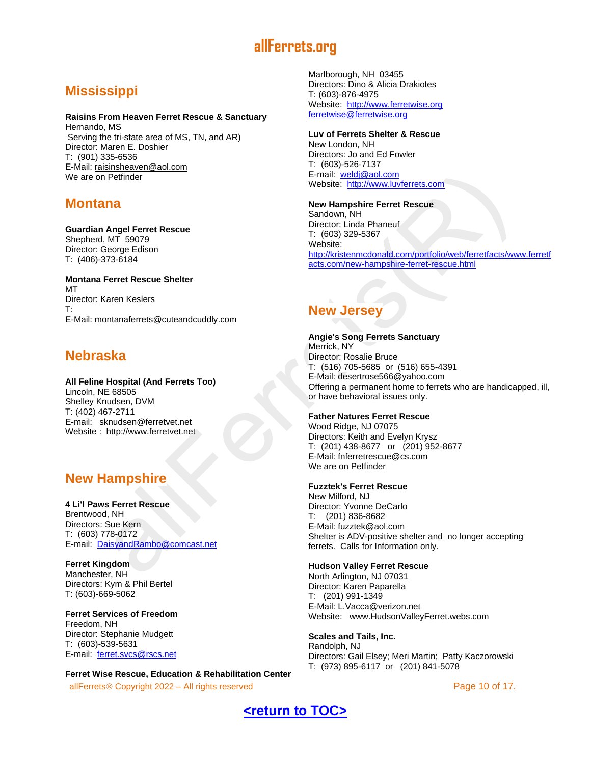## Mississippi

**Raisins From Heaven Ferret Rescue & Sanctuary**
Hernando, MS
Serving the tri-state area of MS, TN, and AR)
Director: Maren E. Doshier
T: (901) 335-6536
E-Mail: raisinsheaven@aol.com
We are on Petfinder

## Montana

**Guardian Angel Ferret Rescue**
Shepherd, MT 59079
Director: George Edison
T: (406)-373-6184

**Montana Ferret Rescue Shelter**
MT
Director: Karen Keslers
T:
E-Mail: montanaferrets@cuteandcuddly.com

## Nebraska

**All Feline Hospital (And Ferrets Too)**
Lincoln, NE 68505
Shelley Knudsen, DVM
T: (402) 467-2711
E-mail: sknudsen@ferretvet.net
Website : http://www.ferretvet.net

## New Hampshire

**4 Li'l Paws Ferret Rescue**
Brentwood, NH
Directors: Sue Kern
T: (603) 778-0172
E-mail: DaisyandRambo@comcast.net

**Ferret Kingdom**
Manchester, NH
Directors: Kym & Phil Bertel
T: (603)-669-5062

**Ferret Services of Freedom**
Freedom, NH
Director: Stephanie Mudgett
T: (603)-539-5631
E-mail: ferret.svcs@rscs.net

**Ferret Wise Rescue, Education & Rehabilitation Center**
Marlborough, NH 03455
Directors: Dino & Alicia Drakiotes
T: (603)-876-4975
Website: http://www.ferretwise.org
ferretwise@ferretwise.org

**Luv of Ferrets Shelter & Rescue**
New London, NH
Directors: Jo and Ed Fowler
T: (603)-526-7137
E-mail: weldj@aol.com
Website: http://www.luvferrets.com

**New Hampshire Ferret Rescue**
Sandown, NH
Director: Linda Phaneuf
T: (603) 329-5367
Website:
http://kristenmcdonald.com/portfolio/web/ferretfacts/www.ferretfacts.com/new-hampshire-ferret-rescue.html

## New Jersey

**Angie's Song Ferrets Sanctuary**
Merrick, NY
Director: Rosalie Bruce
T: (516) 705-5685 or (516) 655-4391
E-Mail: desertrose566@yahoo.com
Offering a permanent home to ferrets who are handicapped, ill, or have behavioral issues only.

**Father Natures Ferret Rescue**
Wood Ridge, NJ 07075
Directors: Keith and Evelyn Krysz
T: (201) 438-8677 or (201) 952-8677
E-Mail: fnferretrescue@cs.com
We are on Petfinder

**Fuzztek's Ferret Rescue**
New Milford, NJ
Director: Yvonne DeCarlo
T: (201) 836-8682
E-Mail: fuzztek@aol.com
Shelter is ADV-positive shelter and no longer accepting ferrets. Calls for Information only.

**Hudson Valley Ferret Rescue**
North Arlington, NJ 07031
Director: Karen Paparella
T: (201) 991-1349
E-Mail: L.Vacca@verizon.net
Website: www.HudsonValleyFerret.webs.com

**Scales and Tails, Inc.**
Randolph, NJ
Directors: Gail Elsey; Meri Martin; Patty Kaczorowski
T: (973) 895-6117 or (201) 841-5078

**<return to TOC>**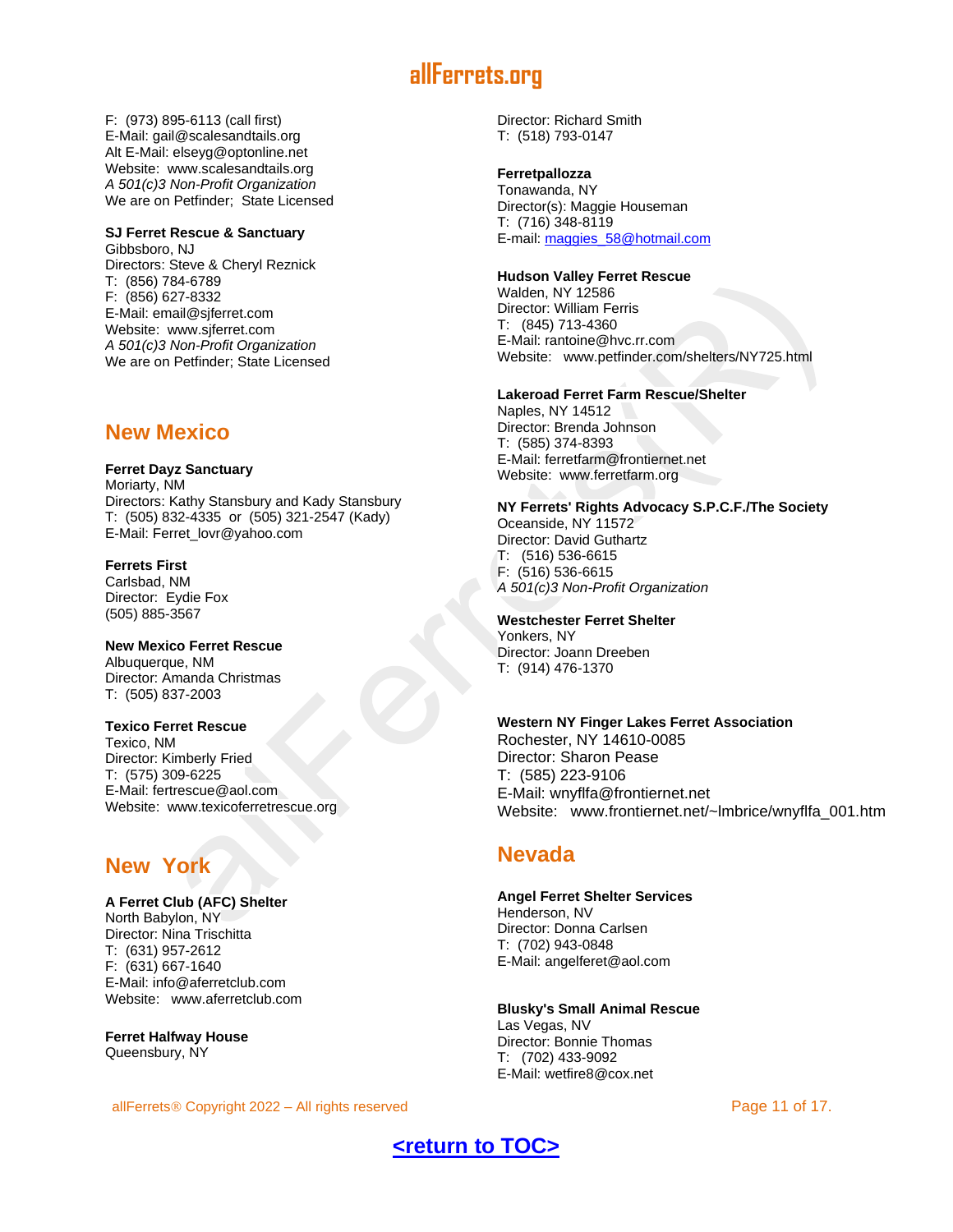F:  (973) 895-6113 (call first)
E-Mail: gail@scalesandtails.org
Alt E-Mail: elseyg@optonline.net
Website:  www.scalesandtails.org
*A 501(c)3 Non-Profit Organization*
We are on Petfinder;  State Licensed

**SJ Ferret Rescue & Sanctuary**
Gibbsboro, NJ
Directors: Steve & Cheryl Reznick
T:  (856) 784-6789
F:  (856) 627-8332
E-Mail: email@sjferret.com
Website:  www.sjferret.com
*A 501(c)3 Non-Profit Organization*
We are on Petfinder; State Licensed

## New Mexico

**Ferret Dayz Sanctuary**
Moriarty, NM
Directors: Kathy Stansbury and Kady Stansbury
T:  (505) 832-4335  or  (505) 321-2547 (Kady)
E-Mail: Ferret_lovr@yahoo.com

**Ferrets First**
Carlsbad, NM
Director:  Eydie Fox
(505) 885-3567

**New Mexico Ferret Rescue**
Albuquerque, NM
Director: Amanda Christmas
T:  (505) 837-2003

**Texico Ferret Rescue**
Texico, NM
Director: Kimberly Fried
T:  (575) 309-6225
E-Mail: fertrescue@aol.com
Website:  www.texicoferretrescue.org

## New  York

**A Ferret Club (AFC) Shelter**
North Babylon, NY
Director: Nina Trischitta
T:  (631) 957-2612
F:  (631) 667-1640
E-Mail: info@aferretclub.com
Website:   www.aferretclub.com

**Ferret Halfway House**
Queensbury, NY
Director: Richard Smith
T:  (518) 793-0147

**Ferretpallozza**
Tonawanda, NY
Director(s): Maggie Houseman
T:  (716) 348-8119
E-mail: maggies_58@hotmail.com

**Hudson Valley Ferret Rescue**
Walden, NY 12586
Director: William Ferris
T:   (845) 713-4360
E-Mail: rantoine@hvc.rr.com
Website:   www.petfinder.com/shelters/NY725.html

**Lakeroad Ferret Farm Rescue/Shelter**
Naples, NY 14512
Director: Brenda Johnson
T:  (585) 374-8393
E-Mail: ferretfarm@frontiernet.net
Website:  www.ferretfarm.org

**NY Ferrets' Rights Advocacy S.P.C.F./The Society**
Oceanside, NY 11572
Director: David Guthartz
T:   (516) 536-6615
F:  (516) 536-6615
*A 501(c)3 Non-Profit Organization*

**Westchester Ferret Shelter**
Yonkers, NY
Director: Joann Dreeben
T:  (914) 476-1370

**Western NY Finger Lakes Ferret Association**
Rochester, NY 14610-0085
Director: Sharon Pease
T:  (585) 223-9106
E-Mail: wnyflfa@frontiernet.net
Website:   www.frontiernet.net/~lmbrice/wnyflfa_001.htm

## Nevada

**Angel Ferret Shelter Services**
Henderson, NV
Director: Donna Carlsen
T:  (702) 943-0848
E-Mail: angelferet@aol.com

**Blusky's Small Animal Rescue**
Las Vegas, NV
Director: Bonnie Thomas
T:   (702) 433-9092
E-Mail: wetfire8@cox.net

**<return to TOC>**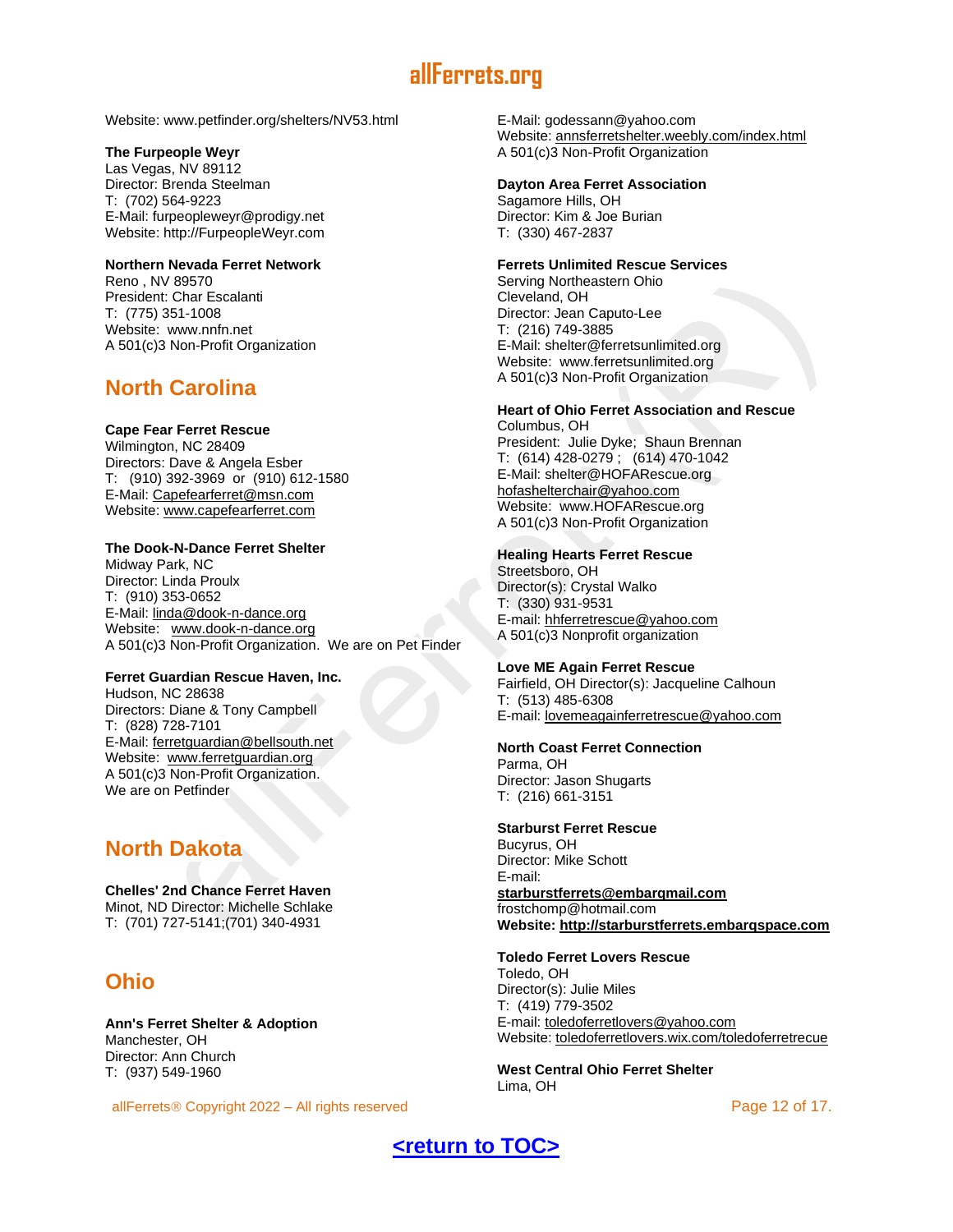Website: www.petfinder.org/shelters/NV53.html

**The Furpeople Weyr**
Las Vegas, NV 89112
Director: Brenda Steelman
T: (702) 564-9223
E-Mail: furpeopleweyr@prodigy.net
Website: http://FurpeopleWeyr.com

**Northern Nevada Ferret Network**
Reno , NV 89570
President: Char Escalanti
T: (775) 351-1008
Website: www.nnfn.net
A 501(c)3 Non-Profit Organization

## North Carolina

**Cape Fear Ferret Rescue**
Wilmington, NC 28409
Directors: Dave & Angela Esber
T: (910) 392-3969 or (910) 612-1580
E-Mail: Capefearferret@msn.com
Website: www.capefearferret.com

**The Dook-N-Dance Ferret Shelter**
Midway Park, NC
Director: Linda Proulx
T: (910) 353-0652
E-Mail: linda@dook-n-dance.org
Website: www.dook-n-dance.org
A 501(c)3 Non-Profit Organization. We are on Pet Finder

**Ferret Guardian Rescue Haven, Inc.**
Hudson, NC 28638
Directors: Diane & Tony Campbell
T: (828) 728-7101
E-Mail: ferretguardian@bellsouth.net
Website: www.ferretguardian.org
A 501(c)3 Non-Profit Organization.
We are on Petfinder

## North Dakota

**Chelles' 2nd Chance Ferret Haven**
Minot, ND Director: Michelle Schlake
T: (701) 727-5141;(701) 340-4931

## Ohio

**Ann's Ferret Shelter & Adoption**
Manchester, OH
Director: Ann Church
T: (937) 549-1960
E-Mail: godessann@yahoo.com
Website: annsferretshelter.weebly.com/index.html
A 501(c)3 Non-Profit Organization

**Dayton Area Ferret Association**
Sagamore Hills, OH
Director: Kim & Joe Burian
T: (330) 467-2837

**Ferrets Unlimited Rescue Services**
Serving Northeastern Ohio
Cleveland, OH
Director: Jean Caputo-Lee
T: (216) 749-3885
E-Mail: shelter@ferretsunlimited.org
Website: www.ferretsunlimited.org
A 501(c)3 Non-Profit Organization

**Heart of Ohio Ferret Association and Rescue**
Columbus, OH
President: Julie Dyke; Shaun Brennan
T: (614) 428-0279 ; (614) 470-1042
E-Mail: shelter@HOFARescue.org
hofashelterchair@yahoo.com
Website: www.HOFARescue.org
A 501(c)3 Non-Profit Organization

**Healing Hearts Ferret Rescue**
Streetsboro, OH
Director(s): Crystal Walko
T: (330) 931-9531
E-mail: hhferretrescue@yahoo.com
A 501(c)3 Nonprofit organization

**Love ME Again Ferret Rescue**
Fairfield, OH Director(s): Jacqueline Calhoun
T: (513) 485-6308
E-mail: lovemeagainferretrescue@yahoo.com

**North Coast Ferret Connection**
Parma, OH
Director: Jason Shugarts
T: (216) 661-3151

**Starburst Ferret Rescue**
Bucyrus, OH
Director: Mike Schott
E-mail:
**starburstferrets@embarqmail.com**
frostchomp@hotmail.com
**Website: http://starburstferrets.embarqspace.com**

**Toledo Ferret Lovers Rescue**
Toledo, OH
Director(s): Julie Miles
T: (419) 779-3502
E-mail: toledoferretlovers@yahoo.com
Website: toledoferretlovers.wix.com/toledoferretecue

**West Central Ohio Ferret Shelter**
Lima, OH

**<return to TOC>**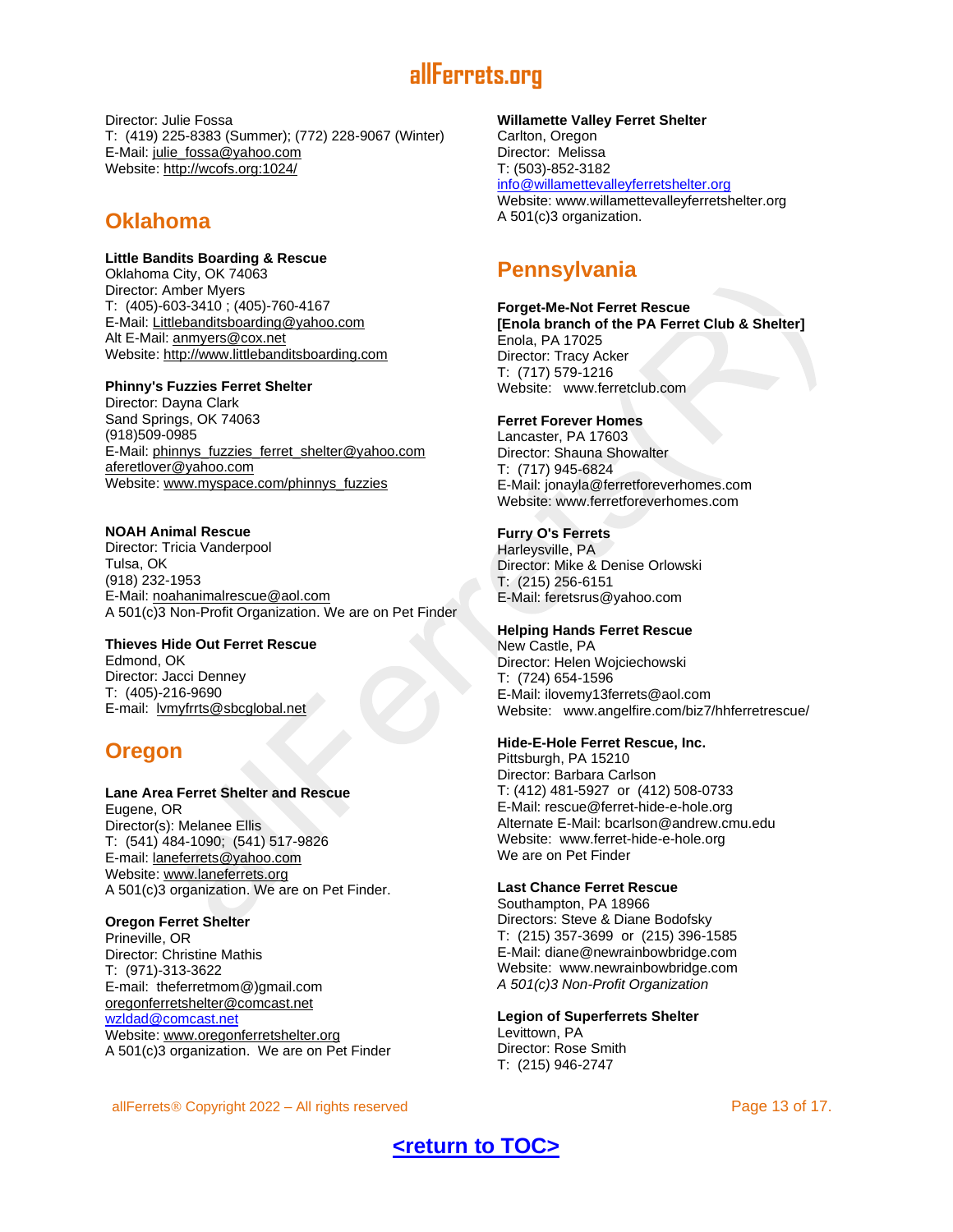Director: Julie Fossa
T: (419) 225-8383 (Summer); (772) 228-9067 (Winter)
E-Mail: julie_fossa@yahoo.com
Website: http://wcofs.org:1024/

## Oklahoma

**Little Bandits Boarding & Rescue**
Oklahoma City, OK 74063
Director: Amber Myers
T: (405)-603-3410 ; (405)-760-4167
E-Mail: Littlebanditsboarding@yahoo.com
Alt E-Mail: anmyers@cox.net
Website: http://www.littlebanditsboarding.com

**Phinny's Fuzzies Ferret Shelter**
Director: Dayna Clark
Sand Springs, OK 74063
(918)509-0985
E-Mail: phinnys_fuzzies_ferret_shelter@yahoo.com
aferetlover@yahoo.com
Website: www.myspace.com/phinnys_fuzzies

**NOAH Animal Rescue**
Director: Tricia Vanderpool
Tulsa, OK
(918) 232-1953
E-Mail: noahanimalrescue@aol.com
A 501(c)3 Non-Profit Organization. We are on Pet Finder

**Thieves Hide Out Ferret Rescue**
Edmond, OK
Director: Jacci Denney
T: (405)-216-9690
E-mail: lvmyfrrts@sbcglobal.net

## Oregon

**Lane Area Ferret Shelter and Rescue**
Eugene, OR
Director(s): Melanee Ellis
T: (541) 484-1090; (541) 517-9826
E-mail: laneferrets@yahoo.com
Website: www.laneferrets.org
A 501(c)3 organization. We are on Pet Finder.

**Oregon Ferret Shelter**
Prineville, OR
Director: Christine Mathis
T: (971)-313-3622
E-mail: theferretmom@)gmail.com
oregonferretshelter@comcast.net
wzldad@comcast.net
Website: www.oregonferretshelter.org
A 501(c)3 organization. We are on Pet Finder

**Willamette Valley Ferret Shelter**
Carlton, Oregon
Director: Melissa
T: (503)-852-3182
info@willamettevalleyferretshelter.org
Website: www.willamettevalleyferretshelter.org
A 501(c)3 organization.

## Pennsylvania

**Forget-Me-Not Ferret Rescue**
**[Enola branch of the PA Ferret Club & Shelter]**
Enola, PA 17025
Director: Tracy Acker
T: (717) 579-1216
Website: www.ferretclub.com

**Ferret Forever Homes**
Lancaster, PA 17603
Director: Shauna Showalter
T: (717) 945-6824
E-Mail: jonayla@ferretforeverhomes.com
Website: www.ferretforeverhomes.com

**Furry O's Ferrets**
Harleysville, PA
Director: Mike & Denise Orlowski
T: (215) 256-6151
E-Mail: feretsrus@yahoo.com

**Helping Hands Ferret Rescue**
New Castle, PA
Director: Helen Wojciechowski
T: (724) 654-1596
E-Mail: ilovemy13ferrets@aol.com
Website: www.angelfire.com/biz7/hhferretrescue/

**Hide-E-Hole Ferret Rescue, Inc.**
Pittsburgh, PA 15210
Director: Barbara Carlson
T: (412) 481-5927 or (412) 508-0733
E-Mail: rescue@ferret-hide-e-hole.org
Alternate E-Mail: bcarlson@andrew.cmu.edu
Website: www.ferret-hide-e-hole.org
We are on Pet Finder

**Last Chance Ferret Rescue**
Southampton, PA 18966
Directors: Steve & Diane Bodofsky
T: (215) 357-3699 or (215) 396-1585
E-Mail: diane@newrainbowbridge.com
Website: www.newrainbowbridge.com
*A 501(c)3 Non-Profit Organization*

**Legion of Superferrets Shelter**
Levittown, PA
Director: Rose Smith
T: (215) 946-2747

<return to TOC>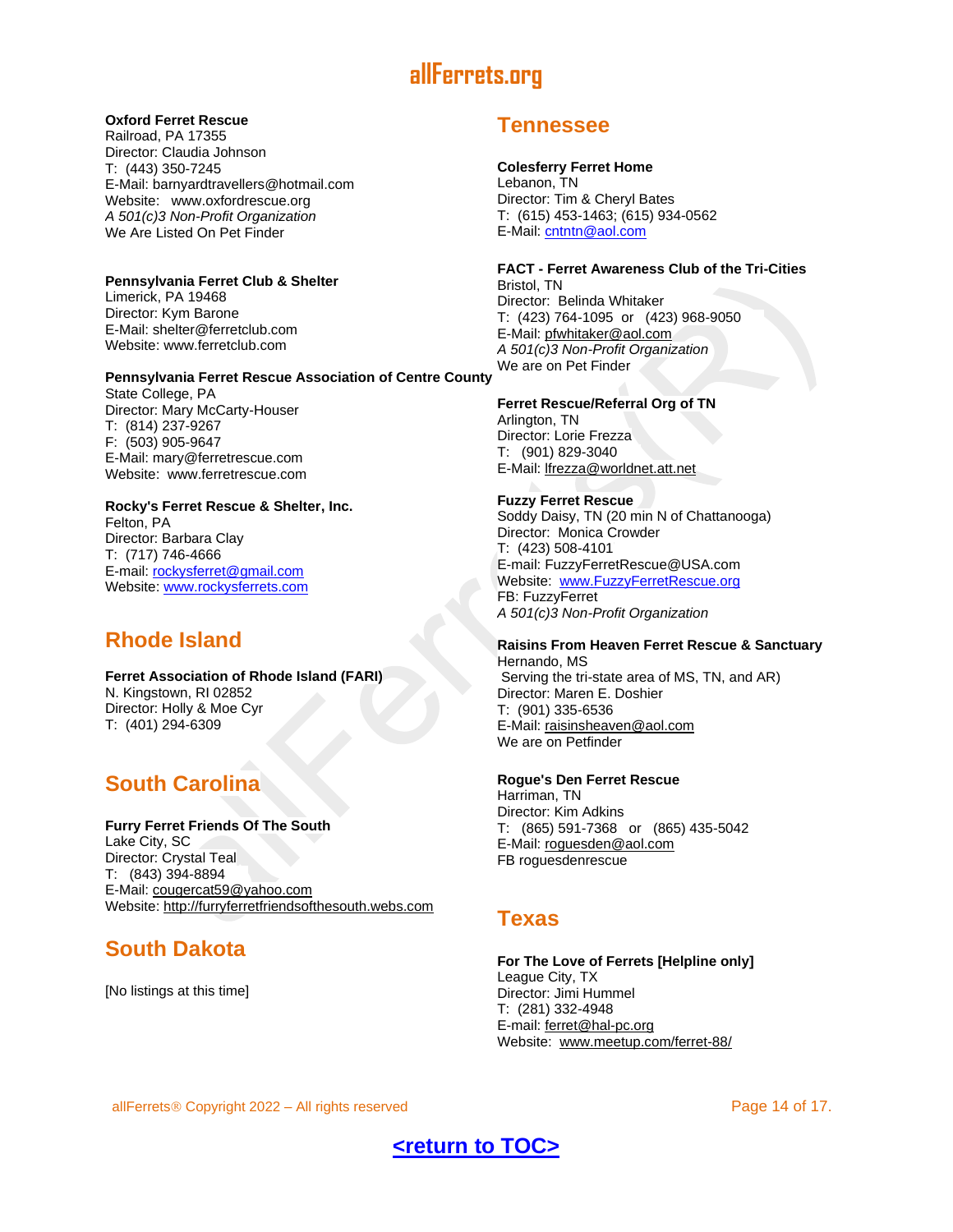**Oxford Ferret Rescue**
Railroad, PA 17355
Director: Claudia Johnson
T: (443) 350-7245
E-Mail: barnyardtravellers@hotmail.com
Website: www.oxfordrescue.org
*A 501(c)3 Non-Profit Organization*
We Are Listed On Pet Finder

**Pennsylvania Ferret Club & Shelter**
Limerick, PA 19468
Director: Kym Barone
E-Mail: shelter@ferretclub.com
Website: www.ferretclub.com

**Pennsylvania Ferret Rescue Association of Centre County**
State College, PA
Director: Mary McCarty-Houser
T: (814) 237-9267
F: (503) 905-9647
E-Mail: mary@ferretrescue.com
Website: www.ferretrescue.com

**Rocky's Ferret Rescue & Shelter, Inc.**
Felton, PA
Director: Barbara Clay
T: (717) 746-4666
E-mail: rockysferret@gmail.com
Website: www.rockysferrets.com

## Rhode Island

**Ferret Association of Rhode Island (FARI)**
N. Kingstown, RI 02852
Director: Holly & Moe Cyr
T: (401) 294-6309

## South Carolina

**Furry Ferret Friends Of The South**
Lake City, SC
Director: Crystal Teal
T: (843) 394-8894
E-Mail: cougercat59@yahoo.com
Website: http://furryferretfriendsofthesouth.webs.com

## South Dakota

[No listings at this time]

## Tennessee

**Colesferry Ferret Home**
Lebanon, TN
Director: Tim & Cheryl Bates
T: (615) 453-1463; (615) 934-0562
E-Mail: cntntn@aol.com

**FACT - Ferret Awareness Club of the Tri-Cities**
Bristol, TN
Director: Belinda Whitaker
T: (423) 764-1095 or (423) 968-9050
E-Mail: pfwhitaker@aol.com
*A 501(c)3 Non-Profit Organization*
We are on Pet Finder

**Ferret Rescue/Referral Org of TN**
Arlington, TN
Director: Lorie Frezza
T: (901) 829-3040
E-Mail: lfrezza@worldnet.att.net

**Fuzzy Ferret Rescue**
Soddy Daisy, TN (20 min N of Chattanooga)
Director: Monica Crowder
T: (423) 508-4101
E-mail: FuzzyFerretRescue@USA.com
Website: www.FuzzyFerretRescue.org
FB: FuzzyFerret
*A 501(c)3 Non-Profit Organization*

**Raisins From Heaven Ferret Rescue & Sanctuary**
Hernando, MS
Serving the tri-state area of MS, TN, and AR)
Director: Maren E. Doshier
T: (901) 335-6536
E-Mail: raisinsheaven@aol.com
We are on Petfinder

**Rogue's Den Ferret Rescue**
Harriman, TN
Director: Kim Adkins
T: (865) 591-7368 or (865) 435-5042
E-Mail: roguesden@aol.com
FB roguesdenrescue

## Texas

**For The Love of Ferrets [Helpline only]**
League City, TX
Director: Jimi Hummel
T: (281) 332-4948
E-mail: ferret@hal-pc.org
Website: www.meetup.com/ferret-88/

<return to TOC>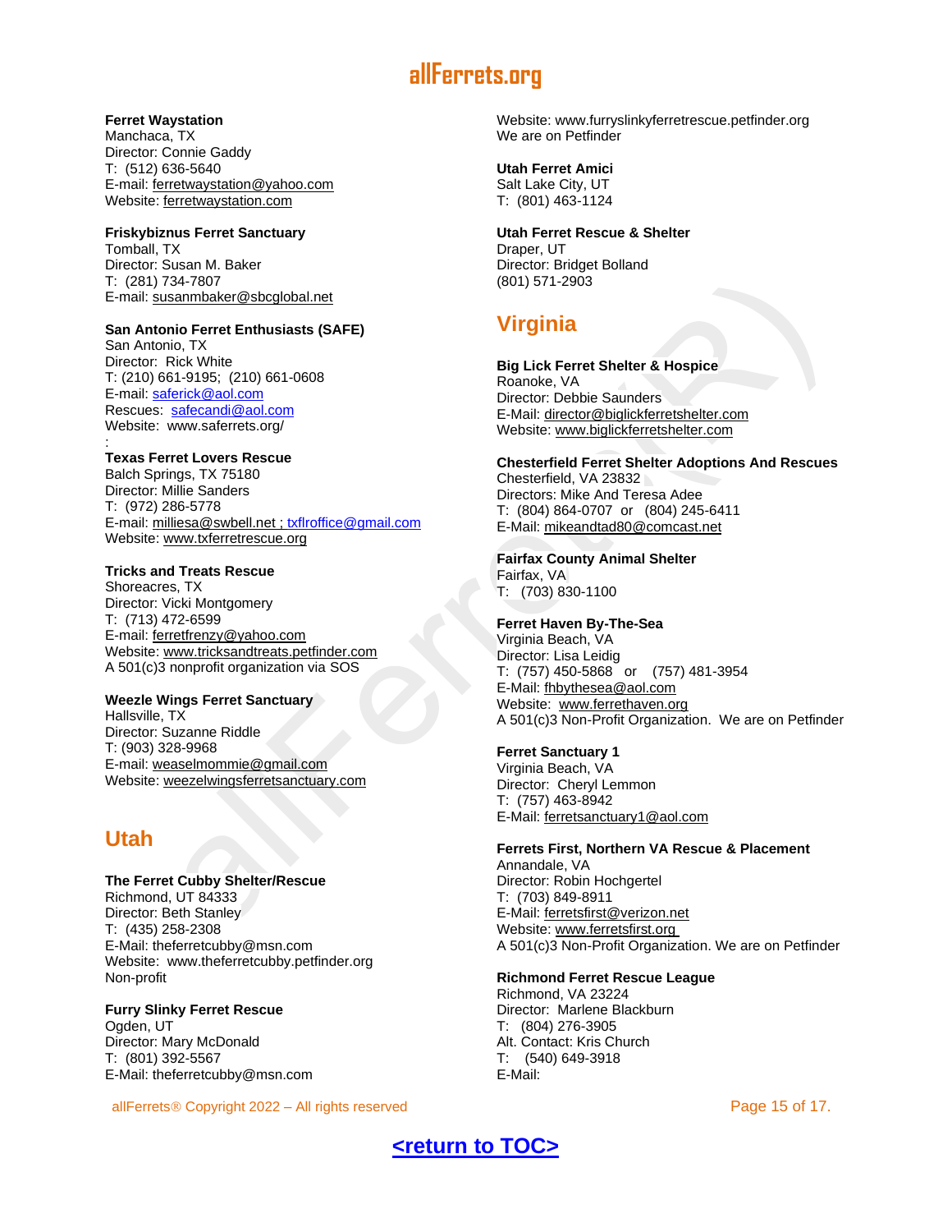**Ferret Waystation**
Manchaca, TX
Director: Connie Gaddy
T: (512) 636-5640
E-mail: ferretwaystation@yahoo.com
Website: ferretwaystation.com

**Friskybiznus Ferret Sanctuary**
Tomball, TX
Director: Susan M. Baker
T: (281) 734-7807
E-mail: susanmbaker@sbcglobal.net

**San Antonio Ferret Enthusiasts (SAFE)**
San Antonio, TX
Director: Rick White
T: (210) 661-9195; (210) 661-0608
E-mail: saferick@aol.com
Rescues: safecandi@aol.com
Website: www.saferrets.org/
:

**Texas Ferret Lovers Rescue**
Balch Springs, TX 75180
Director: Millie Sanders
T: (972) 286-5778
E-mail: milliesa@swbell.net ; txflroffice@gmail.com
Website: www.txferretrescue.org

**Tricks and Treats Rescue**
Shoreacres, TX
Director: Vicki Montgomery
T: (713) 472-6599
E-mail: ferretfrenzy@yahoo.com
Website: www.tricksandtreats.petfinder.com
A 501(c)3 nonprofit organization via SOS

**Weezle Wings Ferret Sanctuary**
Hallsville, TX
Director: Suzanne Riddle
T: (903) 328-9968
E-mail: weaselmommie@gmail.com
Website: weezelwingsferretsanctuary.com

## Utah

**The Ferret Cubby Shelter/Rescue**
Richmond, UT 84333
Director: Beth Stanley
T: (435) 258-2308
E-Mail: theferretcubby@msn.com
Website: www.theferretcubby.petfinder.org
Non-profit

**Furry Slinky Ferret Rescue**
Ogden, UT
Director: Mary McDonald
T: (801) 392-5567
E-Mail: theferretcubby@msn.com
Website: www.furryslinkyferretrescue.petfinder.org
We are on Petfinder

**Utah Ferret Amici**
Salt Lake City, UT
T: (801) 463-1124

**Utah Ferret Rescue & Shelter**
Draper, UT
Director: Bridget Bolland
(801) 571-2903

## Virginia

**Big Lick Ferret Shelter & Hospice**
Roanoke, VA
Director: Debbie Saunders
E-Mail: director@biglickferretshelter.com
Website: www.biglickferretshelter.com

**Chesterfield Ferret Shelter Adoptions And Rescues**
Chesterfield, VA 23832
Directors: Mike And Teresa Adee
T: (804) 864-0707 or (804) 245-6411
E-Mail: mikeandtad80@comcast.net

**Fairfax County Animal Shelter**
Fairfax, VA
T: (703) 830-1100

**Ferret Haven By-The-Sea**
Virginia Beach, VA
Director: Lisa Leidig
T: (757) 450-5868 or (757) 481-3954
E-Mail: fhbythesea@aol.com
Website: www.ferrethaven.org
A 501(c)3 Non-Profit Organization. We are on Petfinder

**Ferret Sanctuary 1**
Virginia Beach, VA
Director: Cheryl Lemmon
T: (757) 463-8942
E-Mail: ferretsanctuary1@aol.com

**Ferrets First, Northern VA Rescue & Placement**
Annandale, VA
Director: Robin Hochgertel
T: (703) 849-8911
E-Mail: ferretsfirst@verizon.net
Website: www.ferretsfirst.org
A 501(c)3 Non-Profit Organization. We are on Petfinder

**Richmond Ferret Rescue League**
Richmond, VA 23224
Director: Marlene Blackburn
T: (804) 276-3905
Alt. Contact: Kris Church
T: (540) 649-3918
E-Mail:

<return to TOC>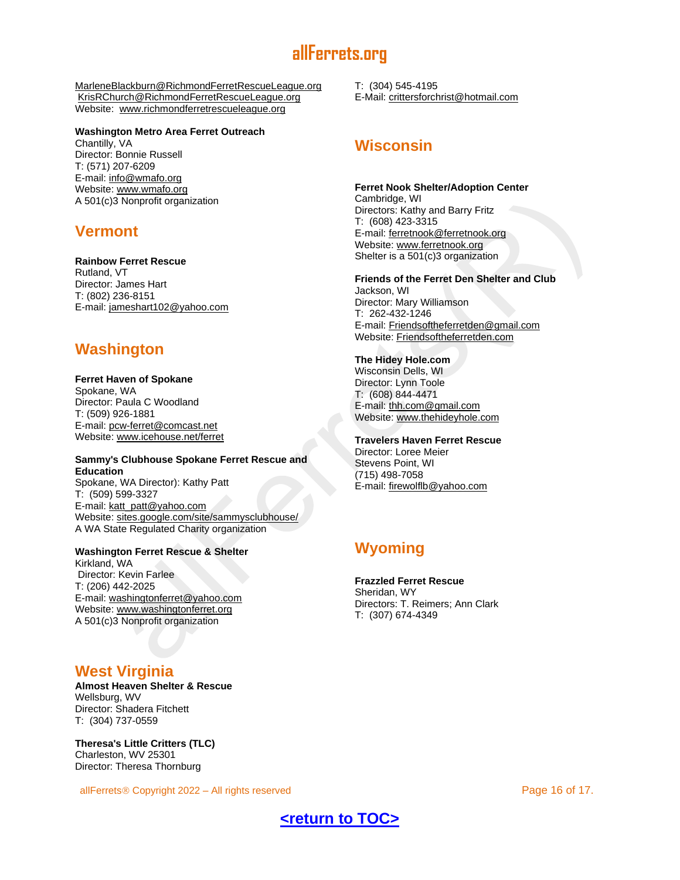MarleneBlackburn@RichmondFerretRescueLeague.org
KrisRChurch@RichmondFerretRescueLeague.org
Website: www.richmondferretrescueleague.org

**Washington Metro Area Ferret Outreach**
Chantilly, VA
Director: Bonnie Russell
T: (571) 207-6209
E-mail: info@wmafo.org
Website: www.wmafo.org
A 501(c)3 Nonprofit organization

## Vermont

**Rainbow Ferret Rescue**
Rutland, VT
Director: James Hart
T: (802) 236-8151
E-mail: jameshart102@yahoo.com

## Washington

**Ferret Haven of Spokane**
Spokane, WA
Director: Paula C Woodland
T: (509) 926-1881
E-mail: pcw-ferret@comcast.net
Website: www.icehouse.net/ferret

**Sammy's Clubhouse Spokane Ferret Rescue and Education**
Spokane, WA Director): Kathy Patt
T: (509) 599-3327
E-mail: katt_patt@yahoo.com
Website: sites.google.com/site/sammysclubhouse/
A WA State Regulated Charity organization

**Washington Ferret Rescue & Shelter**
Kirkland, WA
Director: Kevin Farlee
T: (206) 442-2025
E-mail: washingtonferret@yahoo.com
Website: www.washingtonferret.org
A 501(c)3 Nonprofit organization

## West Virginia

**Almost Heaven Shelter & Rescue**
Wellsburg, WV
Director: Shadera Fitchett
T: (304) 737-0559

**Theresa's Little Critters (TLC)**
Charleston, WV 25301
Director: Theresa Thornburg
T: (304) 545-4195
E-Mail: crittersforchrist@hotmail.com

## Wisconsin

**Ferret Nook Shelter/Adoption Center**
Cambridge, WI
Directors: Kathy and Barry Fritz
T: (608) 423-3315
E-mail: ferretnook@ferretnook.org
Website: www.ferretnook.org
Shelter is a 501(c)3 organization

**Friends of the Ferret Den Shelter and Club**
Jackson, WI
Director: Mary Williamson
T: 262-432-1246
E-mail: Friendsoftheferretden@gmail.com
Website: Friendsoftheferretden.com

**The Hidey Hole.com**
Wisconsin Dells, WI
Director: Lynn Toole
T: (608) 844-4471
E-mail: thh.com@gmail.com
Website: www.thehideyhole.com

**Travelers Haven Ferret Rescue**
Director: Loree Meier
Stevens Point, WI
(715) 498-7058
E-mail: firewolflb@yahoo.com

## Wyoming

**Frazzled Ferret Rescue**
Sheridan, WY
Directors: T. Reimers; Ann Clark
T: (307) 674-4349

**<return to TOC>**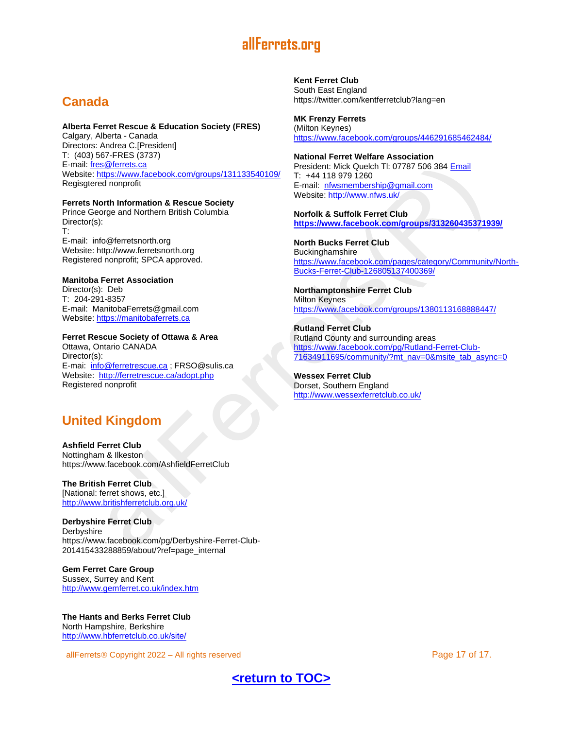## Canada

**Alberta Ferret Rescue & Education Society (FRES)**
Calgary, Alberta - Canada
Directors: Andrea C.[President]
T: (403) 567-FRES (3737)
E-mail: fres@ferrets.ca
Website: https://www.facebook.com/groups/131133540109/
Regisgtered nonprofit

**Ferrets North Information & Rescue Society**
Prince George and Northern British Columbia
Director(s):
T:
E-mail: info@ferretsnorth.org
Website: http://www.ferretsnorth.org
Registered nonprofit; SPCA approved.

**Manitoba Ferret Association**
Director(s): Deb
T: 204-291-8357
E-mail: ManitobaFerrets@gmail.com
Website: https://manitobaferrets.ca

**Ferret Rescue Society of Ottawa & Area**
Ottawa, Ontario CANADA
Director(s):
E-mai: info@ferretrescue.ca ; FRSO@sulis.ca
Website: http://ferretrescue.ca/adopt.php
Registered nonprofit

## United Kingdom

**Ashfield Ferret Club**
Nottingham & Ilkeston
https://www.facebook.com/AshfieldFerretClub

**The British Ferret Club**
[National: ferret shows, etc.]
http://www.britishferretclub.org.uk/

**Derbyshire Ferret Club**
Derbyshire
https://www.facebook.com/pg/Derbyshire-Ferret-Club-201415433288859/about/?ref=page_internal

**Gem Ferret Care Group**
Sussex, Surrey and Kent
http://www.gemferret.co.uk/index.htm

**The Hants and Berks Ferret Club**
North Hampshire, Berkshire
http://www.hbferretclub.co.uk/site/

**Kent Ferret Club**
South East England
https://twitter.com/kentferretclub?lang=en

**MK Frenzy Ferrets**
(Milton Keynes)
https://www.facebook.com/groups/446291685462484/

**National Ferret Welfare Association**
President: Mick Quelch Tl: 07787 506 384 Email
T: +44 118 979 1260
E-mail: nfwsmembership@gmail.com
Website: http://www.nfws.uk/

**Norfolk & Suffolk Ferret Club**
**https://www.facebook.com/groups/313260435371939/**

**North Bucks Ferret Club**
Buckinghamshire
https://www.facebook.com/pages/category/Community/North-Bucks-Ferret-Club-126805137400369/

**Northamptonshire Ferret Club**
Milton Keynes
https://www.facebook.com/groups/1380113168888447/

**Rutland Ferret Club**
Rutland County and surrounding areas
https://www.facebook.com/pg/Rutland-Ferret-Club-71634911695/community/?mt_nav=0&msite_tab_async=0

**Wessex Ferret Club**
Dorset, Southern England
http://www.wessexferretclub.co.uk/

**<return to TOC>**